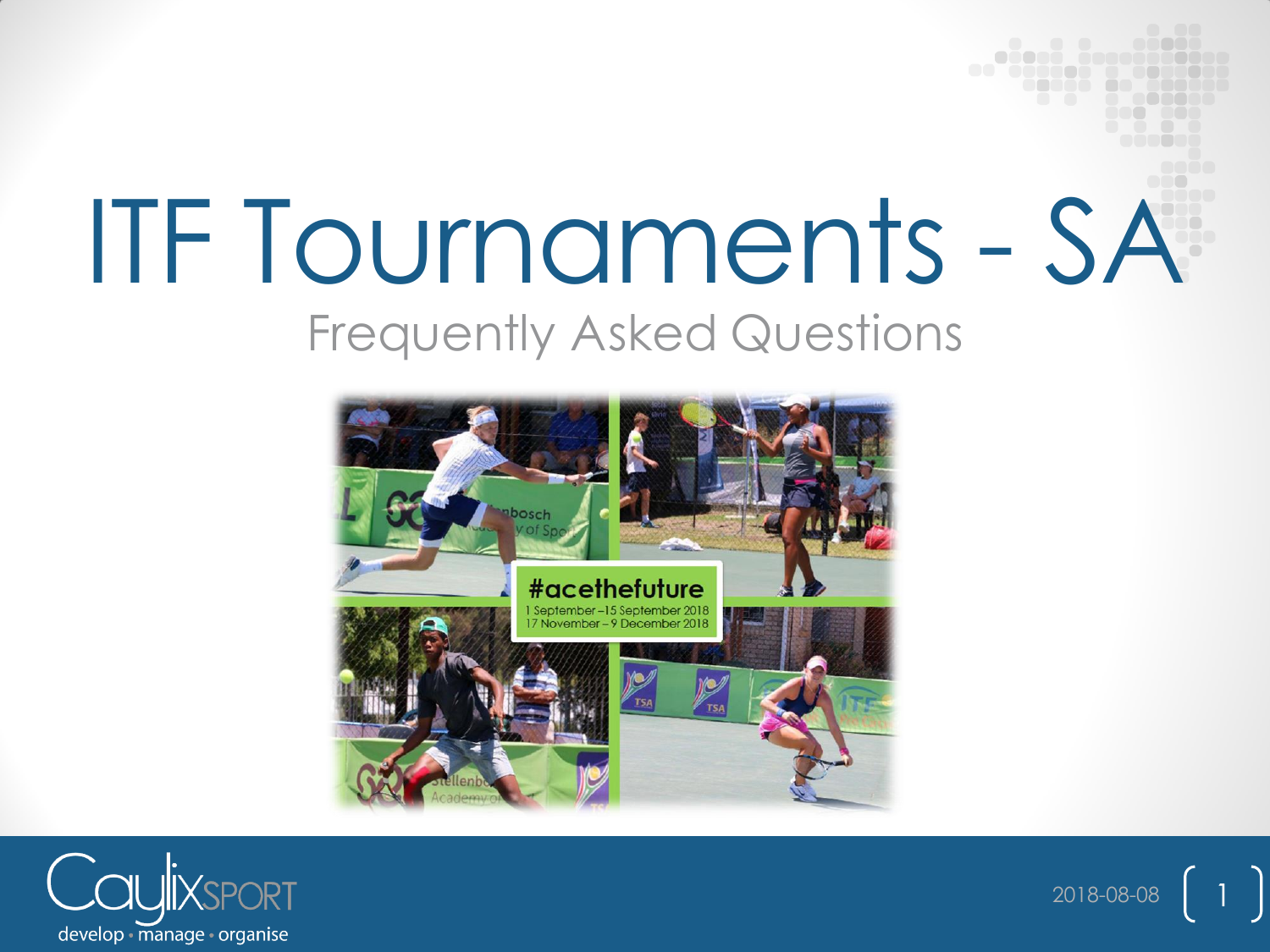# ITF Tournaments - SA

## Frequently Asked Questions

#acethefuture

1 September – 15 September 2018
17 November – 9 December 2018

CaylixSPORT
develop • manage • organise

2018-08-08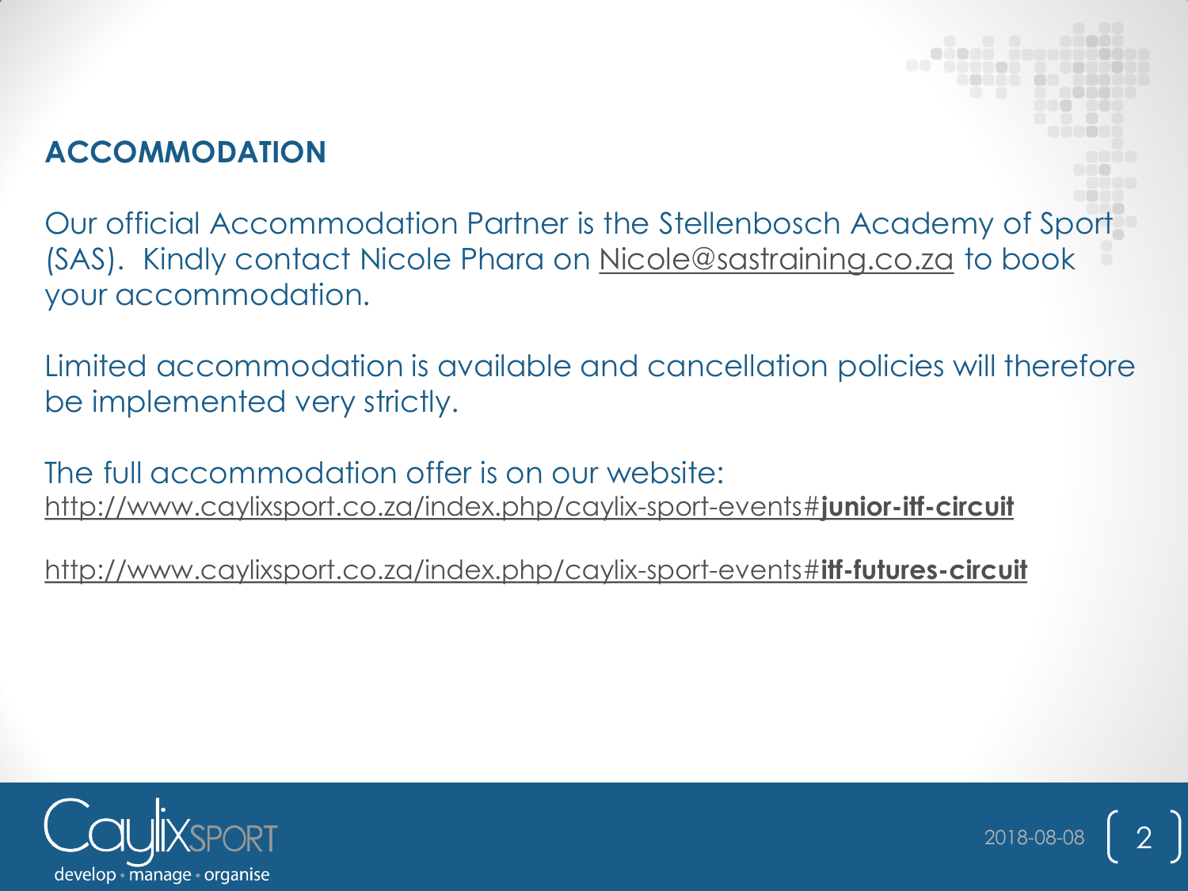## ACCOMMODATION

Our official Accommodation Partner is the Stellenbosch Academy of Sport (SAS). Kindly contact Nicole Phara on Nicole@sastraining.co.za to book your accommodation.

Limited accommodation is available and cancellation policies will therefore be implemented very strictly.

The full accommodation offer is on our website:
http://www.caylixsport.co.za/index.php/caylix-sport-events#**junior-itf-circuit**

http://www.caylixsport.co.za/index.php/caylix-sport-events#**itf-futures-circuit**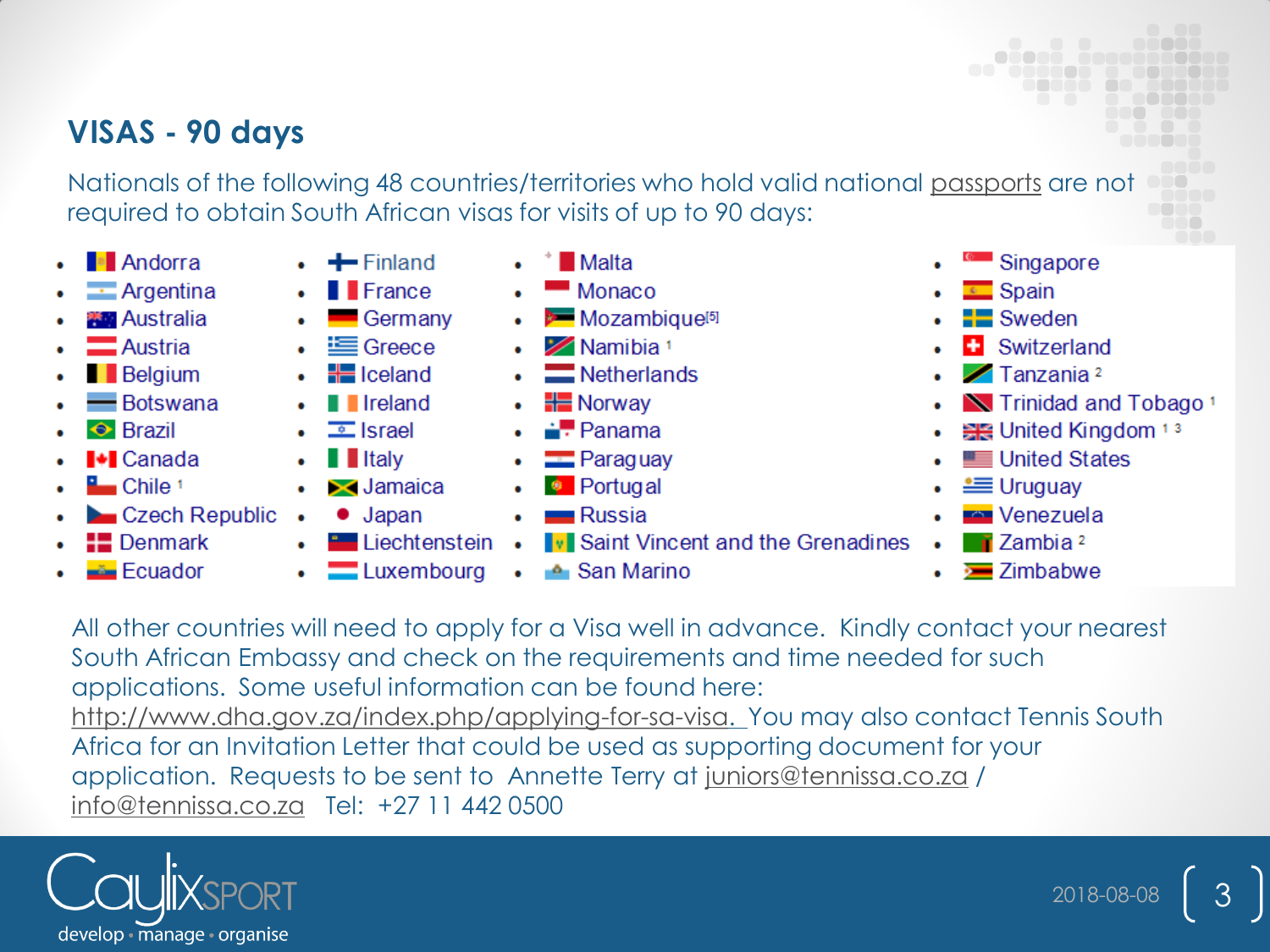## VISAS - 90 days

Nationals of the following 48 countries/territories who hold valid national passports are not required to obtain South African visas for visits of up to 90 days:

- Andorra
- Argentina
- Australia
- Austria
- Belgium
- Botswana
- Brazil
- Canada
- Chile [1]
- Czech Republic
- Denmark
- Ecuador
- Finland
- France
- Germany
- Greece
- Iceland
- Ireland
- Israel
- Italy
- Jamaica
- Japan
- Liechtenstein
- Luxembourg
- Malta
- Monaco
- Mozambique[5]
- Namibia [1]
- Netherlands
- Norway
- Panama
- Paraguay
- Portugal
- Russia
- Saint Vincent and the Grenadines
- San Marino
- Singapore
- Spain
- Sweden
- Switzerland
- Tanzania [2]
- Trinidad and Tobago [1]
- United Kingdom [1 3]
- United States
- Uruguay
- Venezuela
- Zambia [2]
- Zimbabwe

All other countries will need to apply for a Visa well in advance. Kindly contact your nearest South African Embassy and check on the requirements and time needed for such applications. Some useful information can be found here: http://www.dha.gov.za/index.php/applying-for-sa-visa. You may also contact Tennis South Africa for an Invitation Letter that could be used as supporting document for your application. Requests to be sent to Annette Terry at juniors@tennissa.co.za / info@tennissa.co.za Tel: +27 11 442 0500

CaylixSPORT
develop • manage • organise

2018-08-08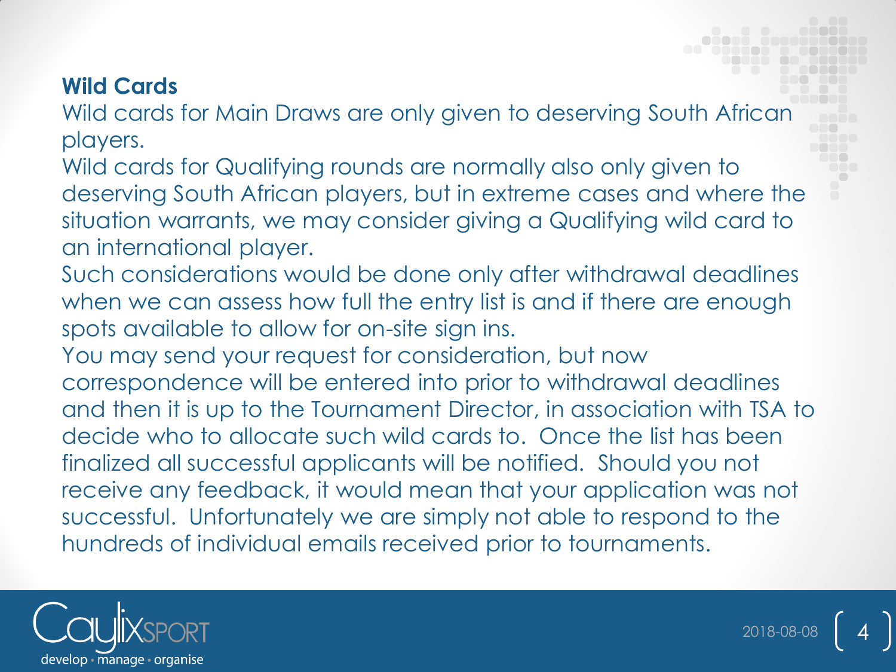## Wild Cards

Wild cards for Main Draws are only given to deserving South African players.

Wild cards for Qualifying rounds are normally also only given to deserving South African players, but in extreme cases and where the situation warrants, we may consider giving a Qualifying wild card to an international player.

Such considerations would be done only after withdrawal deadlines when we can assess how full the entry list is and if there are enough spots available to allow for on-site sign ins.

You may send your request for consideration, but now correspondence will be entered into prior to withdrawal deadlines and then it is up to the Tournament Director, in association with TSA to decide who to allocate such wild cards to. Once the list has been finalized all successful applicants will be notified. Should you not receive any feedback, it would mean that your application was not successful. Unfortunately we are simply not able to respond to the hundreds of individual emails received prior to tournaments.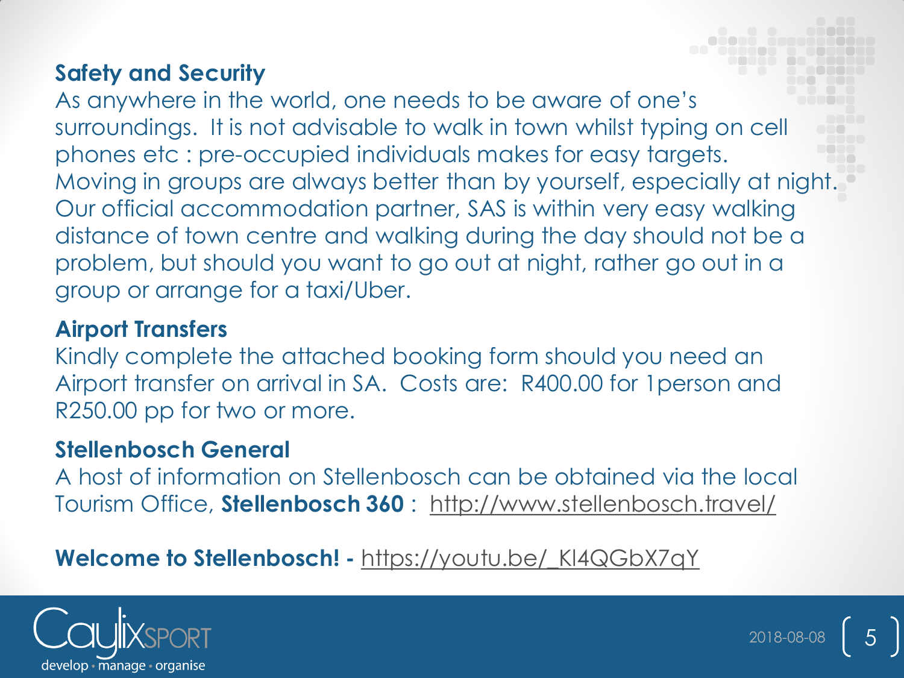## Safety and Security

As anywhere in the world, one needs to be aware of one's surroundings. It is not advisable to walk in town whilst typing on cell phones etc : pre-occupied individuals makes for easy targets. Moving in groups are always better than by yourself, especially at night. Our official accommodation partner, SAS is within very easy walking distance of town centre and walking during the day should not be a problem, but should you want to go out at night, rather go out in a group or arrange for a taxi/Uber.

## Airport Transfers

Kindly complete the attached booking form should you need an Airport transfer on arrival in SA. Costs are: R400.00 for 1person and R250.00 pp for two or more.

## Stellenbosch General

A host of information on Stellenbosch can be obtained via the local Tourism Office, **Stellenbosch 360** : http://www.stellenbosch.travel/

**Welcome to Stellenbosch! -** https://youtu.be/_KI4QGbX7qY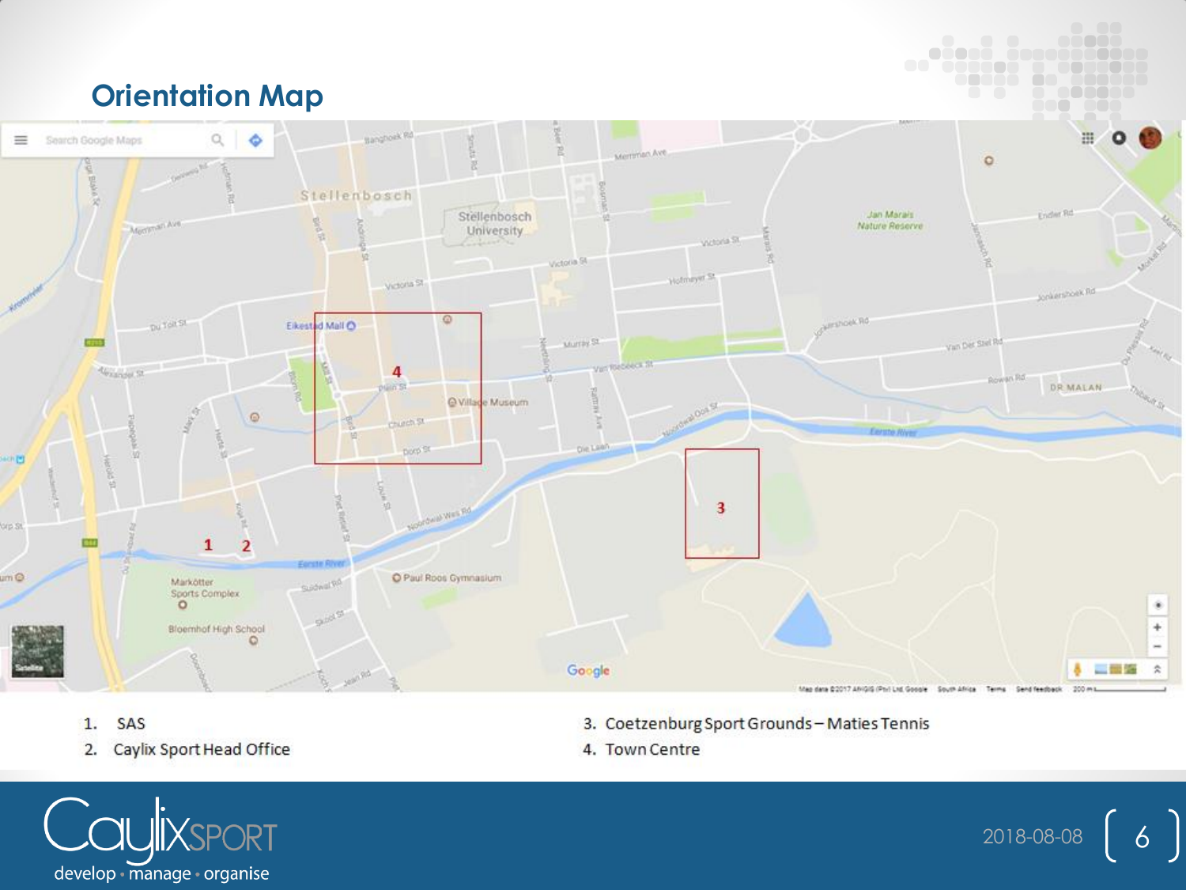# Orientation Map

1. SAS
2. Caylix Sport Head Office
3. Coetzenburg Sport Grounds – Maties Tennis
4. Town Centre